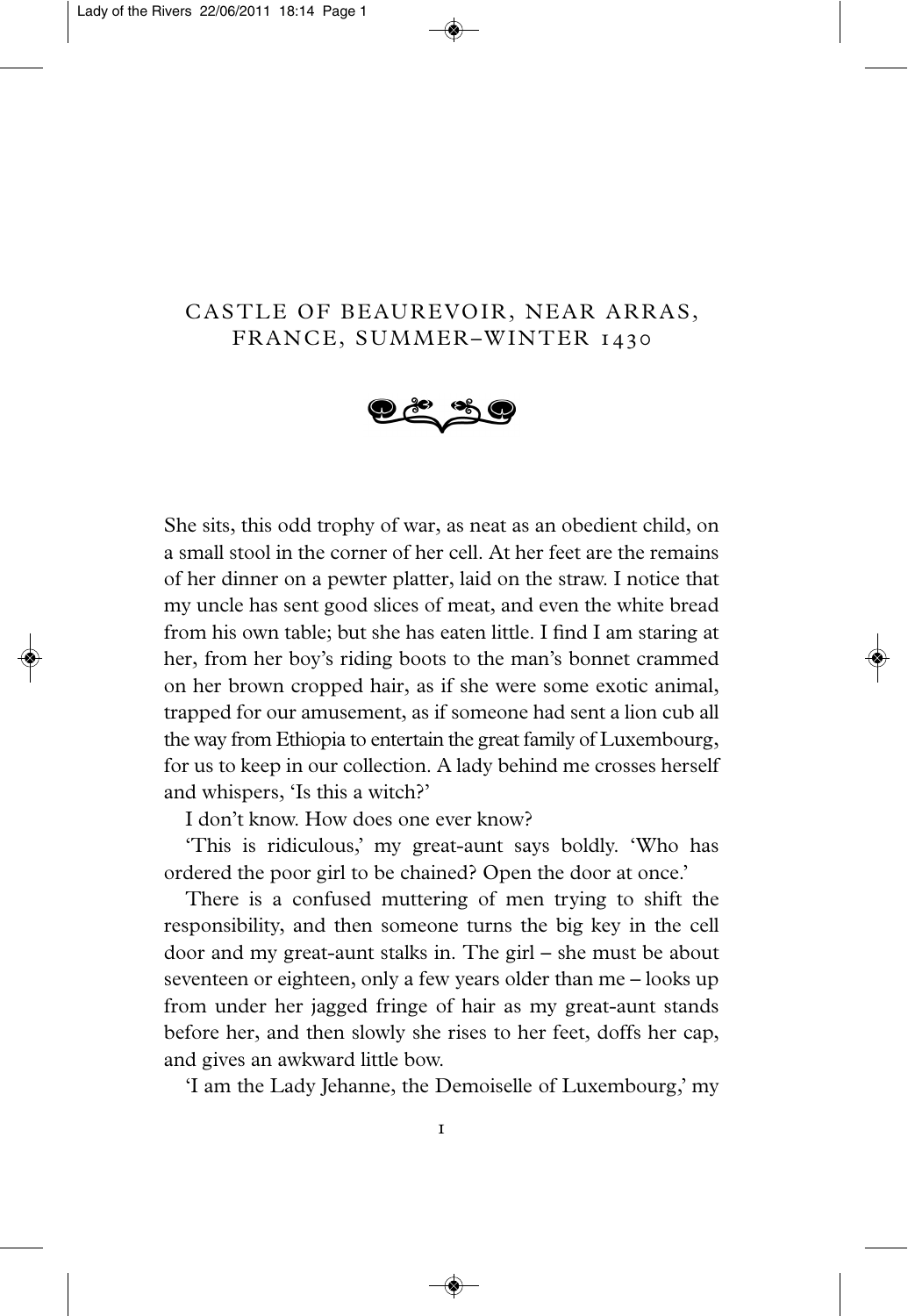## CASTLE OF BEAUREVOIR, NEAR ARRAS, FRANCE, SUMMER–WINTER 1430

She sits, this odd trophy of war, as neat as an obedient child, on a small stool in the corner of her cell. At her feet are the remains of her dinner on a pewter platter, laid on the straw. I notice that my uncle has sent good slices of meat, and even the white bread from his own table; but she has eaten little. I find I am staring at her, from her boy's riding boots to the man's bonnet crammed on her brown cropped hair, as if she were some exotic animal, trapped for our amusement, as if someone had sent a lion cub all the way from Ethiopia to entertain the great family of Luxembourg, for us to keep in our collection. A lady behind me crosses herself and whispers, 'Is this a witch?'

I don't know. How does one ever know?

'This is ridiculous,' my great-aunt says boldly. 'Who has ordered the poor girl to be chained? Open the door at once.'

There is a confused muttering of men trying to shift the responsibility, and then someone turns the big key in the cell door and my great-aunt stalks in. The girl – she must be about seventeen or eighteen, only a few years older than me – looks up from under her jagged fringe of hair as my great-aunt stands before her, and then slowly she rises to her feet, doffs her cap, and gives an awkward little bow.

'I am the Lady Jehanne, the Demoiselle of Luxembourg,' my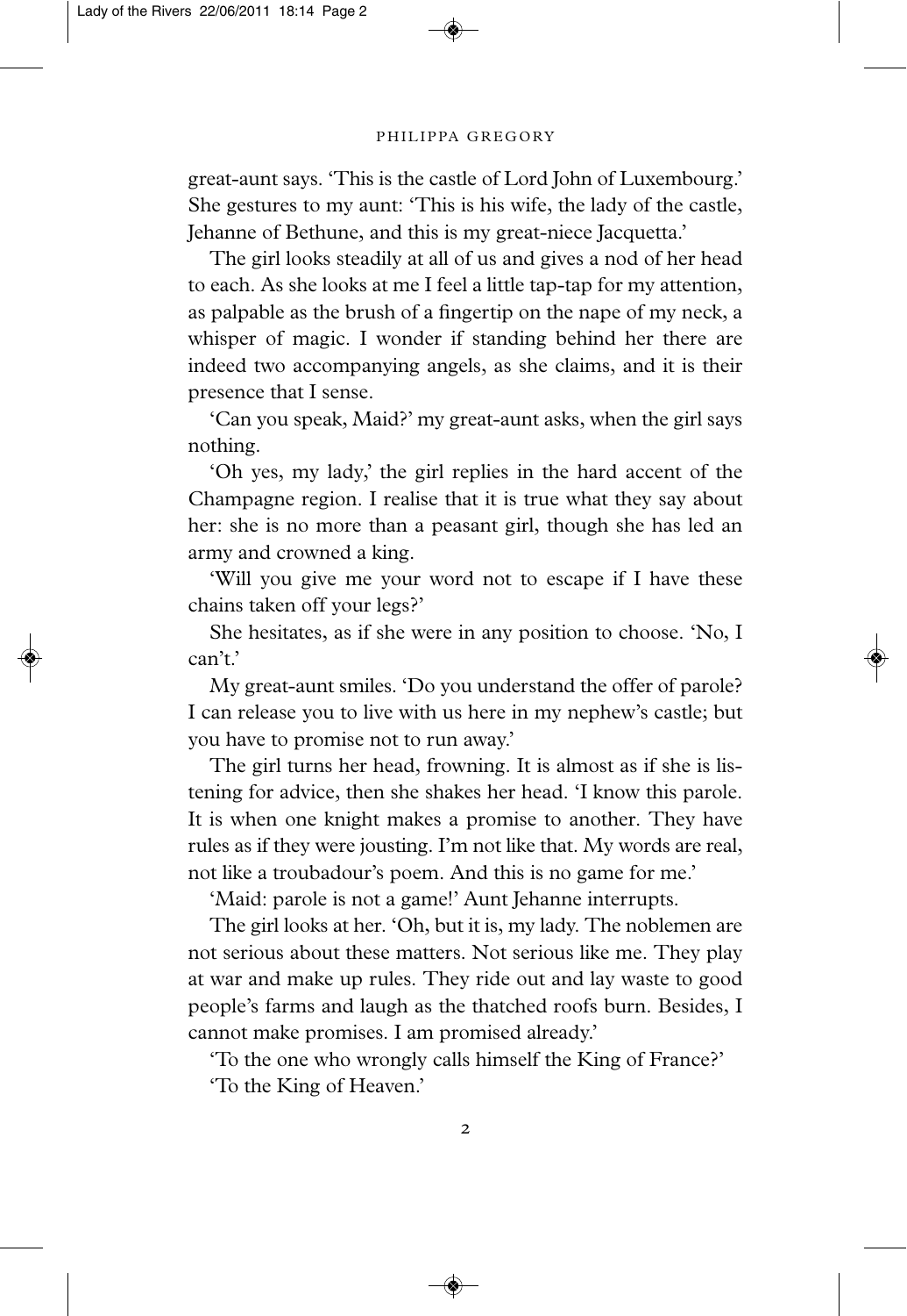great-aunt says. 'This is the castle of Lord John of Luxembourg.' She gestures to my aunt: 'This is his wife, the lady of the castle, Jehanne of Bethune, and this is my great-niece Jacquetta.'

The girl looks steadily at all of us and gives a nod of her head to each. As she looks at me I feel a little tap-tap for my attention, as palpable as the brush of a fingertip on the nape of my neck, a whisper of magic. I wonder if standing behind her there are indeed two accompanying angels, as she claims, and it is their presence that I sense.

'Can you speak, Maid?' my great-aunt asks, when the girl says nothing.

'Oh yes, my lady,' the girl replies in the hard accent of the Champagne region. I realise that it is true what they say about her: she is no more than a peasant girl, though she has led an army and crowned a king.

'Will you give me your word not to escape if I have these chains taken off your legs?'

She hesitates, as if she were in any position to choose. 'No, I can't.'

My great-aunt smiles. 'Do you understand the offer of parole? I can release you to live with us here in my nephew's castle; but you have to promise not to run away.'

The girl turns her head, frowning. It is almost as if she is listening for advice, then she shakes her head. 'I know this parole. It is when one knight makes a promise to another. They have rules as if they were jousting. I'm not like that. My words are real, not like a troubadour's poem. And this is no game for me.'

'Maid: parole is not a game!' Aunt Jehanne interrupts.

The girl looks at her. 'Oh, but it is, my lady. The noblemen are not serious about these matters. Not serious like me. They play at war and make up rules. They ride out and lay waste to good people's farms and laugh as the thatched roofs burn. Besides, I cannot make promises. I am promised already.'

'To the one who wrongly calls himself the King of France?'

'To the King of Heaven.'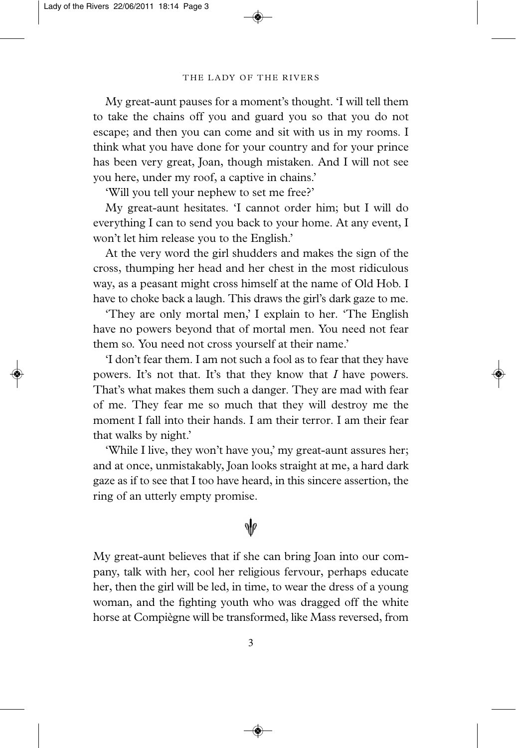My great-aunt pauses for a moment's thought. 'I will tell them to take the chains off you and guard you so that you do not escape; and then you can come and sit with us in my rooms. I think what you have done for your country and for your prince has been very great, Joan, though mistaken. And I will not see you here, under my roof, a captive in chains.'

'Will you tell your nephew to set me free?'

My great-aunt hesitates. 'I cannot order him; but I will do everything I can to send you back to your home. At any event, I won't let him release you to the English.'

At the very word the girl shudders and makes the sign of the cross, thumping her head and her chest in the most ridiculous way, as a peasant might cross himself at the name of Old Hob. I have to choke back a laugh. This draws the girl's dark gaze to me.

'They are only mortal men,' I explain to her. 'The English have no powers beyond that of mortal men. You need not fear them so. You need not cross yourself at their name.'

'I don't fear them. I am not such a fool as to fear that they have powers. It's not that. It's that they know that *I* have powers. That's what makes them such a danger. They are mad with fear of me. They fear me so much that they will destroy me the moment I fall into their hands. I am their terror. I am their fear that walks by night.'

'While I live, they won't have you,' my great-aunt assures her; and at once, unmistakably, Joan looks straight at me, a hard dark gaze as if to see that I too have heard, in this sincere assertion, the ring of an utterly empty promise.

My great-aunt believes that if she can bring Joan into our company, talk with her, cool her religious fervour, perhaps educate her, then the girl will be led, in time, to wear the dress of a young woman, and the fighting youth who was dragged off the white horse at Compiègne will be transformed, like Mass reversed, from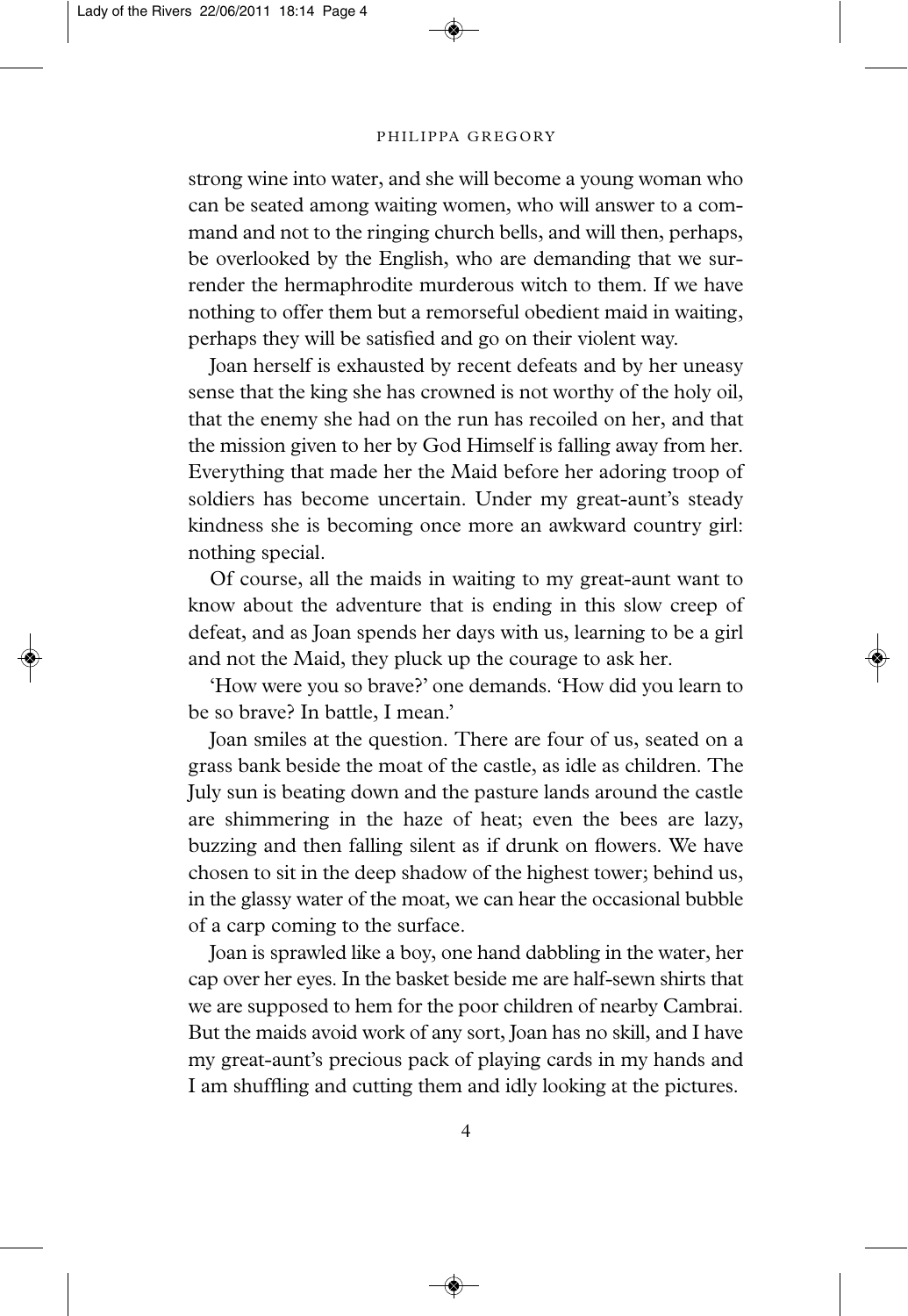strong wine into water, and she will become a young woman who can be seated among waiting women, who will answer to a command and not to the ringing church bells, and will then, perhaps, be overlooked by the English, who are demanding that we surrender the hermaphrodite murderous witch to them. If we have nothing to offer them but a remorseful obedient maid in waiting, perhaps they will be satisfied and go on their violent way.

Joan herself is exhausted by recent defeats and by her uneasy sense that the king she has crowned is not worthy of the holy oil, that the enemy she had on the run has recoiled on her, and that the mission given to her by God Himself is falling away from her. Everything that made her the Maid before her adoring troop of soldiers has become uncertain. Under my great-aunt's steady kindness she is becoming once more an awkward country girl: nothing special.

Of course, all the maids in waiting to my great-aunt want to know about the adventure that is ending in this slow creep of defeat, and as Joan spends her days with us, learning to be a girl and not the Maid, they pluck up the courage to ask her.

'How were you so brave?' one demands. 'How did you learn to be so brave? In battle, I mean.'

Joan smiles at the question. There are four of us, seated on a grass bank beside the moat of the castle, as idle as children. The July sun is beating down and the pasture lands around the castle are shimmering in the haze of heat; even the bees are lazy, buzzing and then falling silent as if drunk on flowers. We have chosen to sit in the deep shadow of the highest tower; behind us, in the glassy water of the moat, we can hear the occasional bubble of a carp coming to the surface.

Joan is sprawled like a boy, one hand dabbling in the water, her cap over her eyes. In the basket beside me are half-sewn shirts that we are supposed to hem for the poor children of nearby Cambrai. But the maids avoid work of any sort, Joan has no skill, and I have my great-aunt's precious pack of playing cards in my hands and I am shuffling and cutting them and idly looking at the pictures.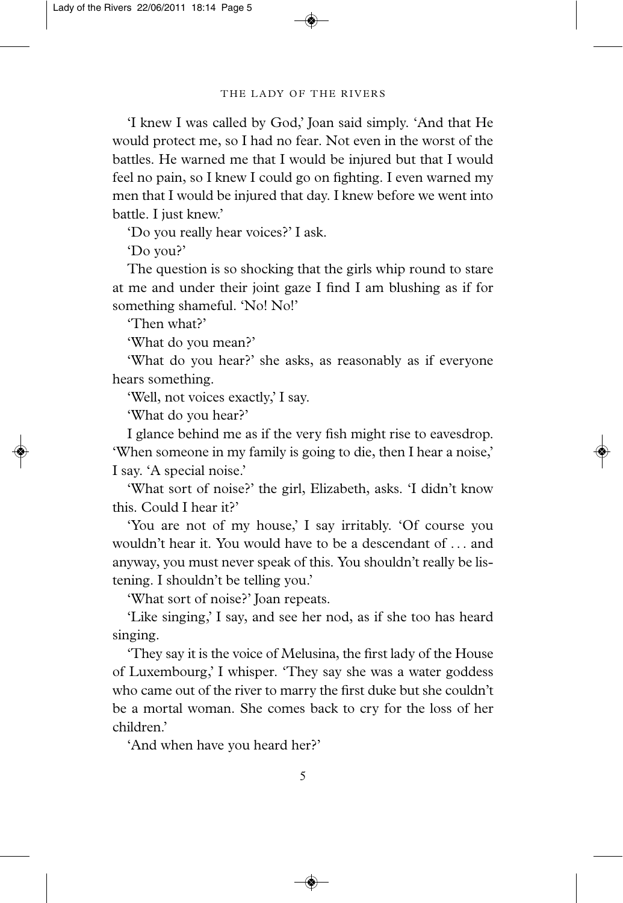'I knew I was called by God,' Joan said simply. 'And that He would protect me, so I had no fear. Not even in the worst of the battles. He warned me that I would be injured but that I would feel no pain, so I knew I could go on fighting. I even warned my men that I would be injured that day. I knew before we went into battle. I just knew.'

'Do you really hear voices?' I ask.

'Do you?'

The question is so shocking that the girls whip round to stare at me and under their joint gaze I find I am blushing as if for something shameful. 'No! No!'

'Then what?'

'What do you mean?'

'What do you hear?' she asks, as reasonably as if everyone hears something.

'Well, not voices exactly,' I say.

'What do you hear?'

I glance behind me as if the very fish might rise to eavesdrop. 'When someone in my family is going to die, then I hear a noise,' I say. 'A special noise.'

'What sort of noise?' the girl, Elizabeth, asks. 'I didn't know this. Could I hear it?'

'You are not of my house,' I say irritably. 'Of course you wouldn't hear it. You would have to be a descendant of . . . and anyway, you must never speak of this. You shouldn't really be listening. I shouldn't be telling you.'

'What sort of noise?' Joan repeats.

'Like singing,' I say, and see her nod, as if she too has heard singing.

'They say it is the voice of Melusina, the first lady of the House of Luxembourg,' I whisper. 'They say she was a water goddess who came out of the river to marry the first duke but she couldn't be a mortal woman. She comes back to cry for the loss of her children.'

'And when have you heard her?'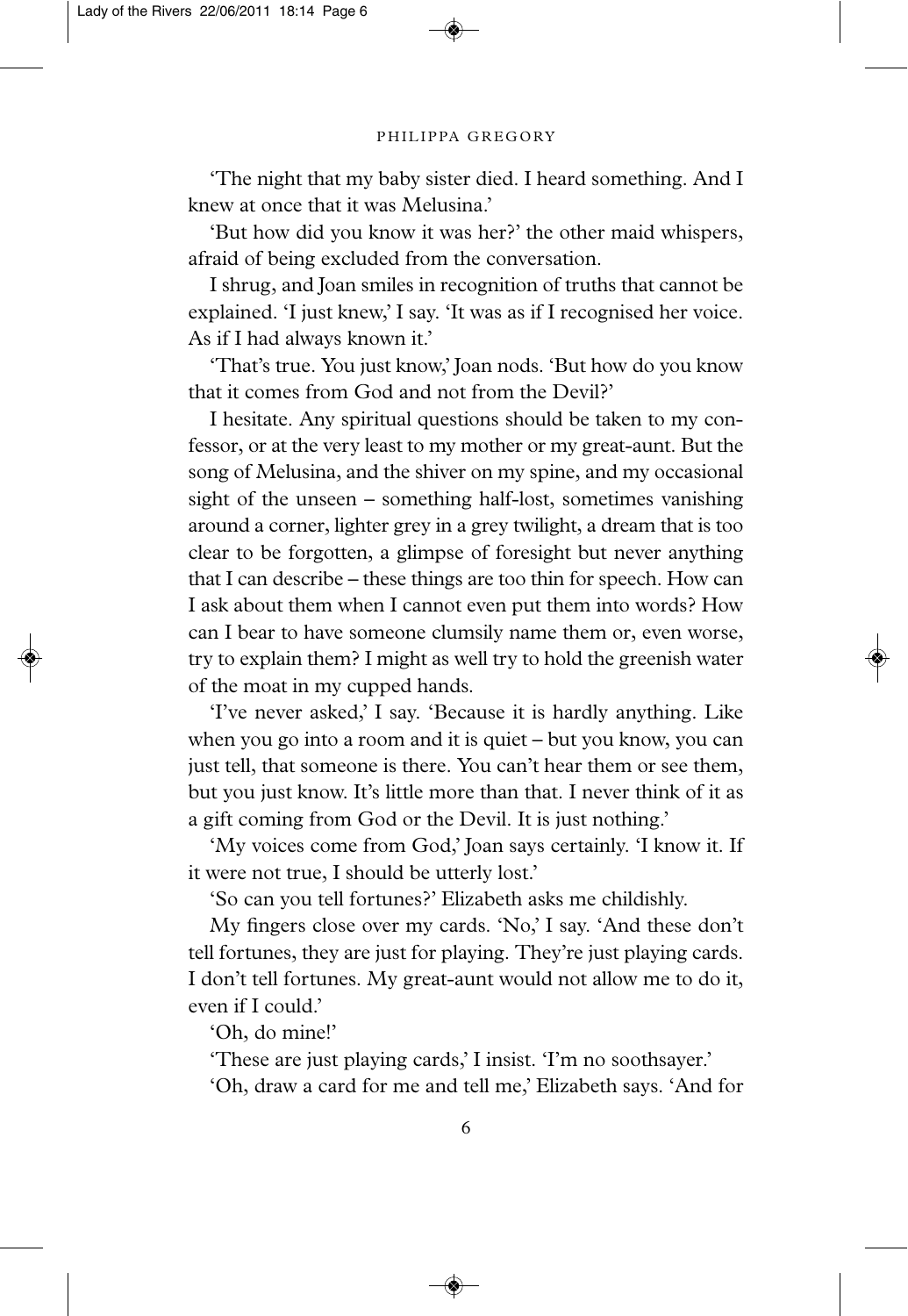'The night that my baby sister died. I heard something. And I knew at once that it was Melusina.'

'But how did you know it was her?' the other maid whispers, afraid of being excluded from the conversation.

I shrug, and Joan smiles in recognition of truths that cannot be explained. 'I just knew,' I say. 'It was as if I recognised her voice. As if I had always known it.'

'That's true. You just know,' Joan nods. 'But how do you know that it comes from God and not from the Devil?'

I hesitate. Any spiritual questions should be taken to my confessor, or at the very least to my mother or my great-aunt. But the song of Melusina, and the shiver on my spine, and my occasional sight of the unseen – something half-lost, sometimes vanishing around a corner, lighter grey in a grey twilight, a dream that is too clear to be forgotten, a glimpse of foresight but never anything that I can describe – these things are too thin for speech. How can I ask about them when I cannot even put them into words? How can I bear to have someone clumsily name them or, even worse, try to explain them? I might as well try to hold the greenish water of the moat in my cupped hands.

'I've never asked,' I say. 'Because it is hardly anything. Like when you go into a room and it is quiet – but you know, you can just tell, that someone is there. You can't hear them or see them, but you just know. It's little more than that. I never think of it as a gift coming from God or the Devil. It is just nothing.'

'My voices come from God,' Joan says certainly. 'I know it. If it were not true, I should be utterly lost.'

'So can you tell fortunes?' Elizabeth asks me childishly.

My fingers close over my cards. 'No,' I say. 'And these don't tell fortunes, they are just for playing. They're just playing cards. I don't tell fortunes. My great-aunt would not allow me to do it, even if I could.'

'Oh, do mine!'

'These are just playing cards,' I insist. 'I'm no soothsayer.'

'Oh, draw a card for me and tell me,' Elizabeth says. 'And for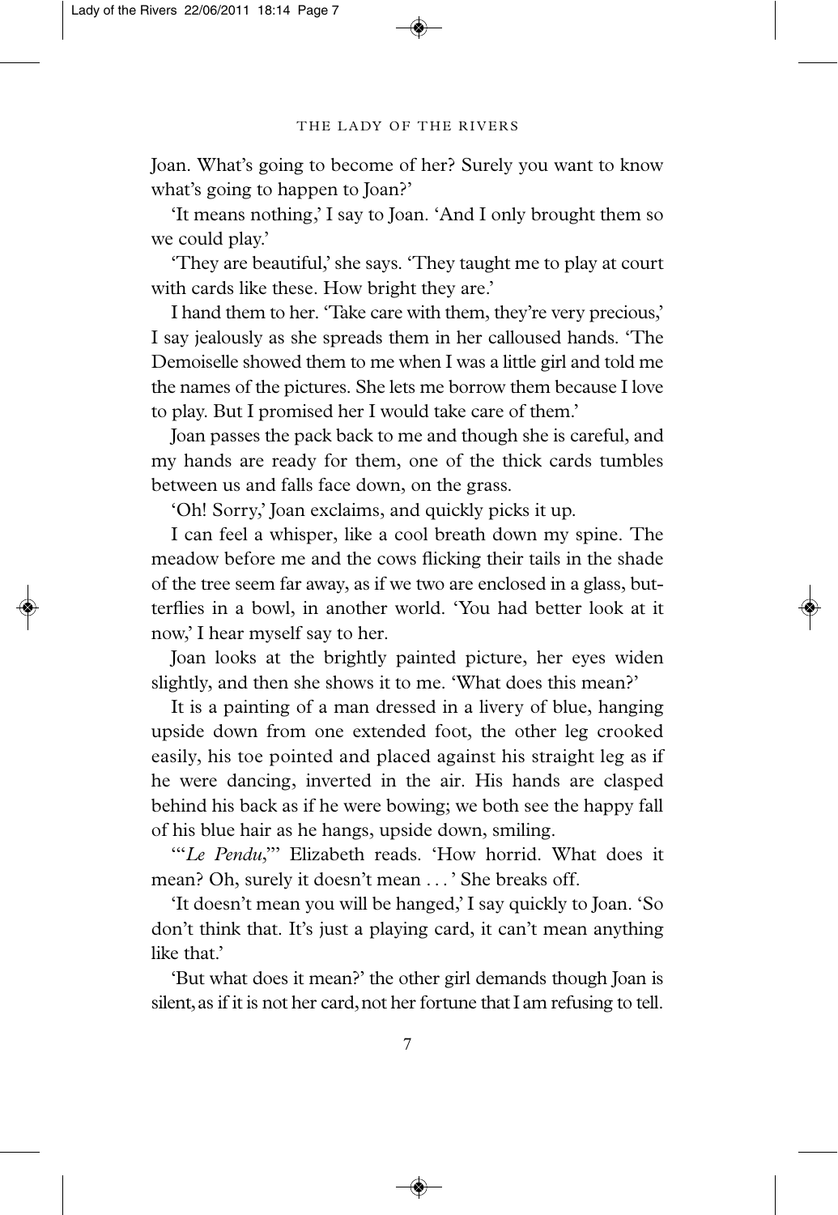Joan. What's going to become of her? Surely you want to know what's going to happen to Joan?'

'It means nothing,' I say to Joan. 'And I only brought them so we could play.'

'They are beautiful,' she says. 'They taught me to play at court with cards like these. How bright they are.'

I hand them to her. 'Take care with them, they're very precious,' I say jealously as she spreads them in her calloused hands. 'The Demoiselle showed them to me when I was a little girl and told me the names of the pictures. She lets me borrow them because I love to play. But I promised her I would take care of them.'

Joan passes the pack back to me and though she is careful, and my hands are ready for them, one of the thick cards tumbles between us and falls face down, on the grass.

'Oh! Sorry,' Joan exclaims, and quickly picks it up.

I can feel a whisper, like a cool breath down my spine. The meadow before me and the cows flicking their tails in the shade of the tree seem far away, as if we two are enclosed in a glass, butterflies in a bowl, in another world. 'You had better look at it now,' I hear myself say to her.

Joan looks at the brightly painted picture, her eyes widen slightly, and then she shows it to me. 'What does this mean?'

It is a painting of a man dressed in a livery of blue, hanging upside down from one extended foot, the other leg crooked easily, his toe pointed and placed against his straight leg as if he were dancing, inverted in the air. His hands are clasped behind his back as if he were bowing; we both see the happy fall of his blue hair as he hangs, upside down, smiling.

'"*Le Pendu*,"' Elizabeth reads. 'How horrid. What does it mean? Oh, surely it doesn't mean . . . ' She breaks off.

'It doesn't mean you will be hanged,' I say quickly to Joan. 'So don't think that. It's just a playing card, it can't mean anything like that.'

'But what does it mean?' the other girl demands though Joan is silent, as if it is not her card, not her fortune that I am refusing to tell.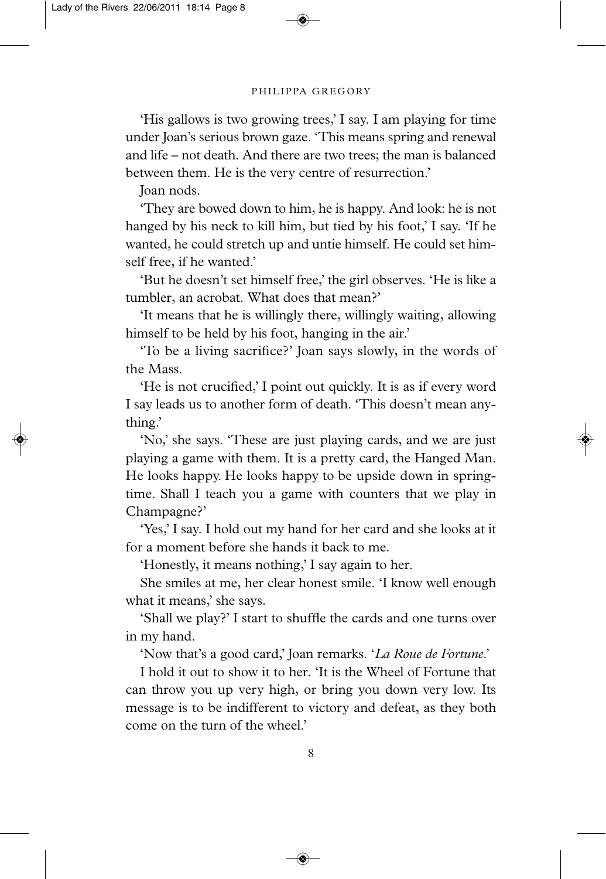'His gallows is two growing trees,' I say. I am playing for time under Joan's serious brown gaze. 'This means spring and renewal and life – not death. And there are two trees; the man is balanced between them. He is the very centre of resurrection.'

Joan nods.

'They are bowed down to him, he is happy. And look: he is not hanged by his neck to kill him, but tied by his foot,' I say. 'If he wanted, he could stretch up and untie himself. He could set himself free, if he wanted.'

'But he doesn't set himself free,' the girl observes. 'He is like a tumbler, an acrobat. What does that mean?'

'It means that he is willingly there, willingly waiting, allowing himself to be held by his foot, hanging in the air.'

'To be a living sacrifice?' Joan says slowly, in the words of the Mass.

'He is not crucified,' I point out quickly. It is as if every word I say leads us to another form of death. 'This doesn't mean anything.'

'No,' she says. 'These are just playing cards, and we are just playing a game with them. It is a pretty card, the Hanged Man. He looks happy. He looks happy to be upside down in springtime. Shall I teach you a game with counters that we play in Champagne?'

'Yes,' I say. I hold out my hand for her card and she looks at it for a moment before she hands it back to me.

'Honestly, it means nothing,' I say again to her.

She smiles at me, her clear honest smile. 'I know well enough what it means,' she says.

'Shall we play?' I start to shuffle the cards and one turns over in my hand.

'Now that's a good card,' Joan remarks. '*La Roue de Fortune*.'

I hold it out to show it to her. 'It is the Wheel of Fortune that can throw you up very high, or bring you down very low. Its message is to be indifferent to victory and defeat, as they both come on the turn of the wheel.'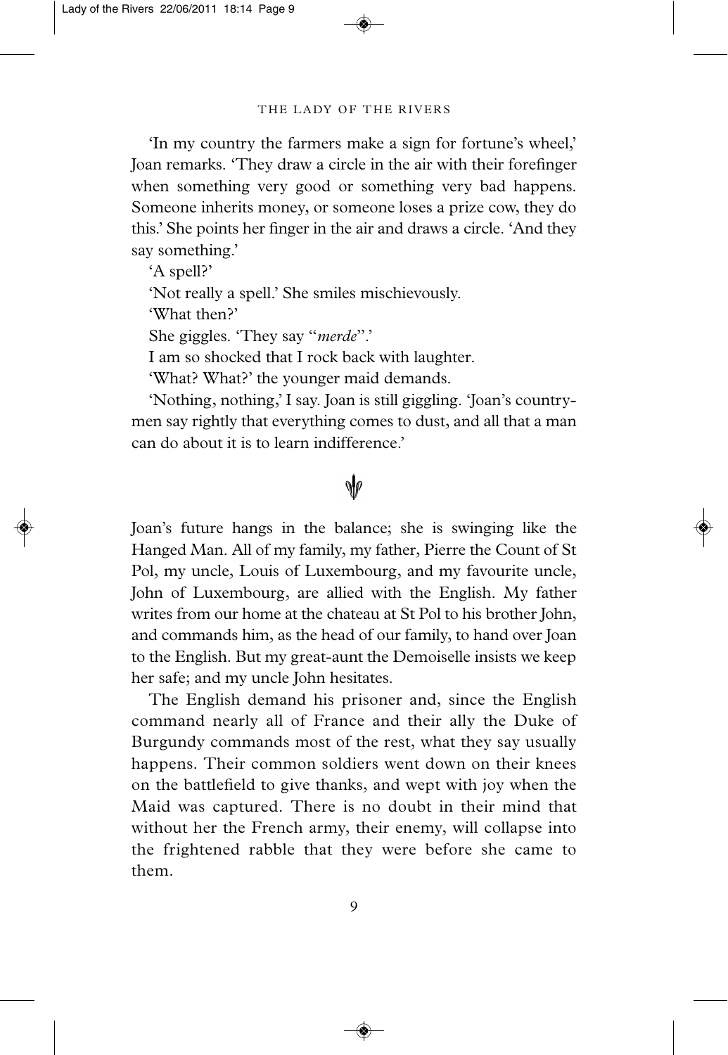'In my country the farmers make a sign for fortune's wheel,' Joan remarks. 'They draw a circle in the air with their forefinger when something very good or something very bad happens. Someone inherits money, or someone loses a prize cow, they do this.' She points her finger in the air and draws a circle. 'And they say something.'

'A spell?'

'Not really a spell.' She smiles mischievously.

'What then?'

She giggles. 'They say "*merde*".'

I am so shocked that I rock back with laughter.

'What? What?' the younger maid demands.

'Nothing, nothing,' I say. Joan is still giggling. 'Joan's countrymen say rightly that everything comes to dust, and all that a man can do about it is to learn indifference.'

Joan's future hangs in the balance; she is swinging like the Hanged Man. All of my family, my father, Pierre the Count of St Pol, my uncle, Louis of Luxembourg, and my favourite uncle, John of Luxembourg, are allied with the English. My father writes from our home at the chateau at St Pol to his brother John, and commands him, as the head of our family, to hand over Joan to the English. But my great-aunt the Demoiselle insists we keep her safe; and my uncle John hesitates.

The English demand his prisoner and, since the English command nearly all of France and their ally the Duke of Burgundy commands most of the rest, what they say usually happens. Their common soldiers went down on their knees on the battlefield to give thanks, and wept with joy when the Maid was captured. There is no doubt in their mind that without her the French army, their enemy, will collapse into the frightened rabble that they were before she came to them.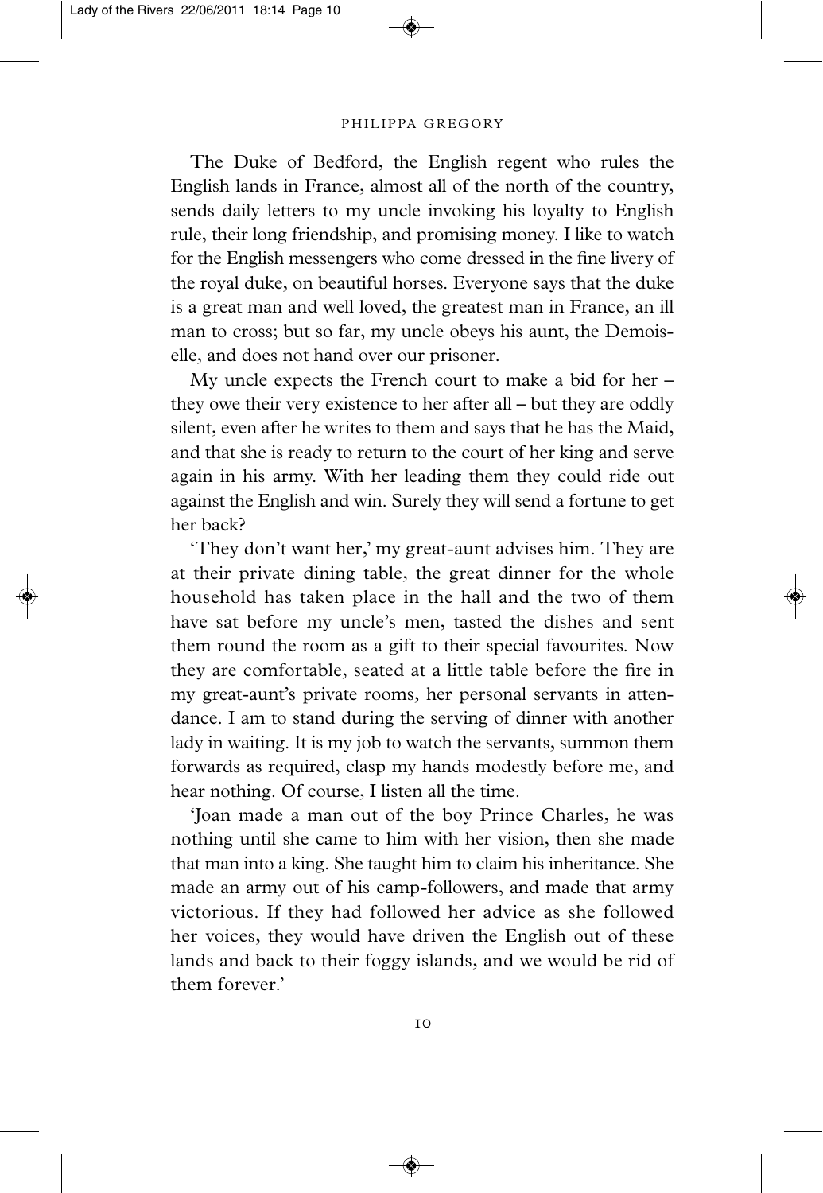The Duke of Bedford, the English regent who rules the English lands in France, almost all of the north of the country, sends daily letters to my uncle invoking his loyalty to English rule, their long friendship, and promising money. I like to watch for the English messengers who come dressed in the fine livery of the royal duke, on beautiful horses. Everyone says that the duke is a great man and well loved, the greatest man in France, an ill man to cross; but so far, my uncle obeys his aunt, the Demoiselle, and does not hand over our prisoner.

My uncle expects the French court to make a bid for her – they owe their very existence to her after all – but they are oddly silent, even after he writes to them and says that he has the Maid, and that she is ready to return to the court of her king and serve again in his army. With her leading them they could ride out against the English and win. Surely they will send a fortune to get her back?

'They don't want her,' my great-aunt advises him. They are at their private dining table, the great dinner for the whole household has taken place in the hall and the two of them have sat before my uncle's men, tasted the dishes and sent them round the room as a gift to their special favourites. Now they are comfortable, seated at a little table before the fire in my great-aunt's private rooms, her personal servants in attendance. I am to stand during the serving of dinner with another lady in waiting. It is my job to watch the servants, summon them forwards as required, clasp my hands modestly before me, and hear nothing. Of course, I listen all the time.

'Joan made a man out of the boy Prince Charles, he was nothing until she came to him with her vision, then she made that man into a king. She taught him to claim his inheritance. She made an army out of his camp-followers, and made that army victorious. If they had followed her advice as she followed her voices, they would have driven the English out of these lands and back to their foggy islands, and we would be rid of them forever.'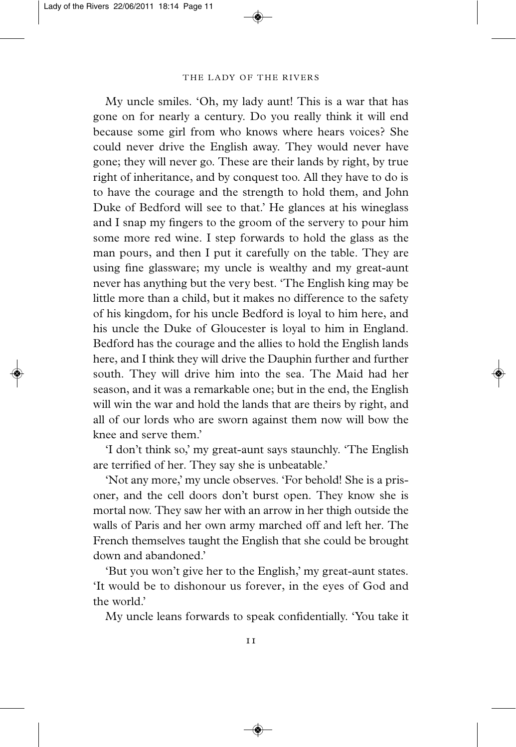My uncle smiles. 'Oh, my lady aunt! This is a war that has gone on for nearly a century. Do you really think it will end because some girl from who knows where hears voices? She could never drive the English away. They would never have gone; they will never go. These are their lands by right, by true right of inheritance, and by conquest too. All they have to do is to have the courage and the strength to hold them, and John Duke of Bedford will see to that.' He glances at his wineglass and I snap my fingers to the groom of the servery to pour him some more red wine. I step forwards to hold the glass as the man pours, and then I put it carefully on the table. They are using fine glassware; my uncle is wealthy and my great-aunt never has anything but the very best. 'The English king may be little more than a child, but it makes no difference to the safety of his kingdom, for his uncle Bedford is loyal to him here, and his uncle the Duke of Gloucester is loyal to him in England. Bedford has the courage and the allies to hold the English lands here, and I think they will drive the Dauphin further and further south. They will drive him into the sea. The Maid had her season, and it was a remarkable one; but in the end, the English will win the war and hold the lands that are theirs by right, and all of our lords who are sworn against them now will bow the knee and serve them.'

'I don't think so,' my great-aunt says staunchly. 'The English are terrified of her. They say she is unbeatable.'

'Not any more,' my uncle observes. 'For behold! She is a prisoner, and the cell doors don't burst open. They know she is mortal now. They saw her with an arrow in her thigh outside the walls of Paris and her own army marched off and left her. The French themselves taught the English that she could be brought down and abandoned.'

'But you won't give her to the English,' my great-aunt states. 'It would be to dishonour us forever, in the eyes of God and the world.'

My uncle leans forwards to speak confidentially. 'You take it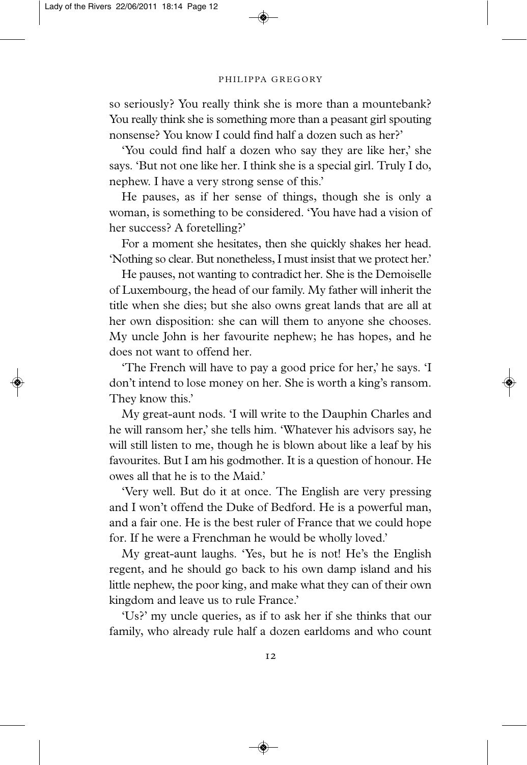so seriously? You really think she is more than a mountebank? You really think she is something more than a peasant girl spouting nonsense? You know I could find half a dozen such as her?'

'You could find half a dozen who say they are like her,' she says. 'But not one like her. I think she is a special girl. Truly I do, nephew. I have a very strong sense of this.'

He pauses, as if her sense of things, though she is only a woman, is something to be considered. 'You have had a vision of her success? A foretelling?'

For a moment she hesitates, then she quickly shakes her head. 'Nothing so clear. But nonetheless, I must insist that we protect her.'

He pauses, not wanting to contradict her. She is the Demoiselle of Luxembourg, the head of our family. My father will inherit the title when she dies; but she also owns great lands that are all at her own disposition: she can will them to anyone she chooses. My uncle John is her favourite nephew; he has hopes, and he does not want to offend her.

'The French will have to pay a good price for her,' he says. 'I don't intend to lose money on her. She is worth a king's ransom. They know this.'

My great-aunt nods. 'I will write to the Dauphin Charles and he will ransom her,' she tells him. 'Whatever his advisors say, he will still listen to me, though he is blown about like a leaf by his favourites. But I am his godmother. It is a question of honour. He owes all that he is to the Maid.'

'Very well. But do it at once. The English are very pressing and I won't offend the Duke of Bedford. He is a powerful man, and a fair one. He is the best ruler of France that we could hope for. If he were a Frenchman he would be wholly loved.'

My great-aunt laughs. 'Yes, but he is not! He's the English regent, and he should go back to his own damp island and his little nephew, the poor king, and make what they can of their own kingdom and leave us to rule France.'

'Us?' my uncle queries, as if to ask her if she thinks that our family, who already rule half a dozen earldoms and who count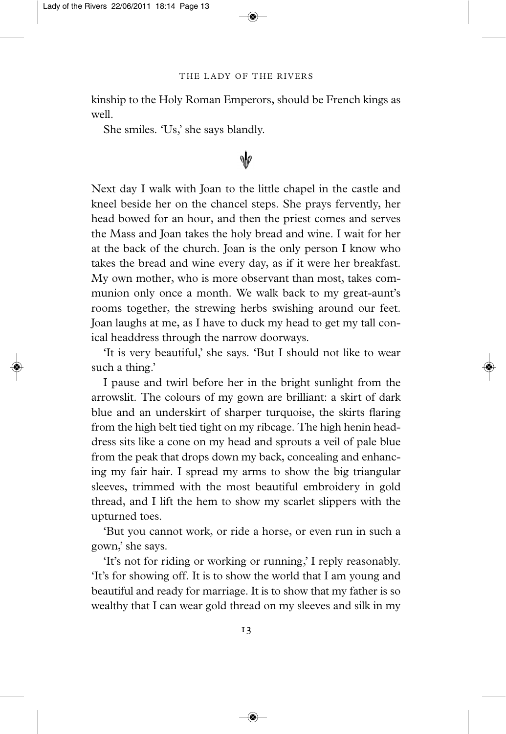kinship to the Holy Roman Emperors, should be French kings as well.

She smiles. 'Us,' she says blandly.

Next day I walk with Joan to the little chapel in the castle and kneel beside her on the chancel steps. She prays fervently, her head bowed for an hour, and then the priest comes and serves the Mass and Joan takes the holy bread and wine. I wait for her at the back of the church. Joan is the only person I know who takes the bread and wine every day, as if it were her breakfast. My own mother, who is more observant than most, takes communion only once a month. We walk back to my great-aunt's rooms together, the strewing herbs swishing around our feet. Joan laughs at me, as I have to duck my head to get my tall conical headdress through the narrow doorways.

'It is very beautiful,' she says. 'But I should not like to wear such a thing.'

I pause and twirl before her in the bright sunlight from the arrowslit. The colours of my gown are brilliant: a skirt of dark blue and an underskirt of sharper turquoise, the skirts flaring from the high belt tied tight on my ribcage. The high henin headdress sits like a cone on my head and sprouts a veil of pale blue from the peak that drops down my back, concealing and enhancing my fair hair. I spread my arms to show the big triangular sleeves, trimmed with the most beautiful embroidery in gold thread, and I lift the hem to show my scarlet slippers with the upturned toes.

'But you cannot work, or ride a horse, or even run in such a gown,' she says.

'It's not for riding or working or running,' I reply reasonably. 'It's for showing off. It is to show the world that I am young and beautiful and ready for marriage. It is to show that my father is so wealthy that I can wear gold thread on my sleeves and silk in my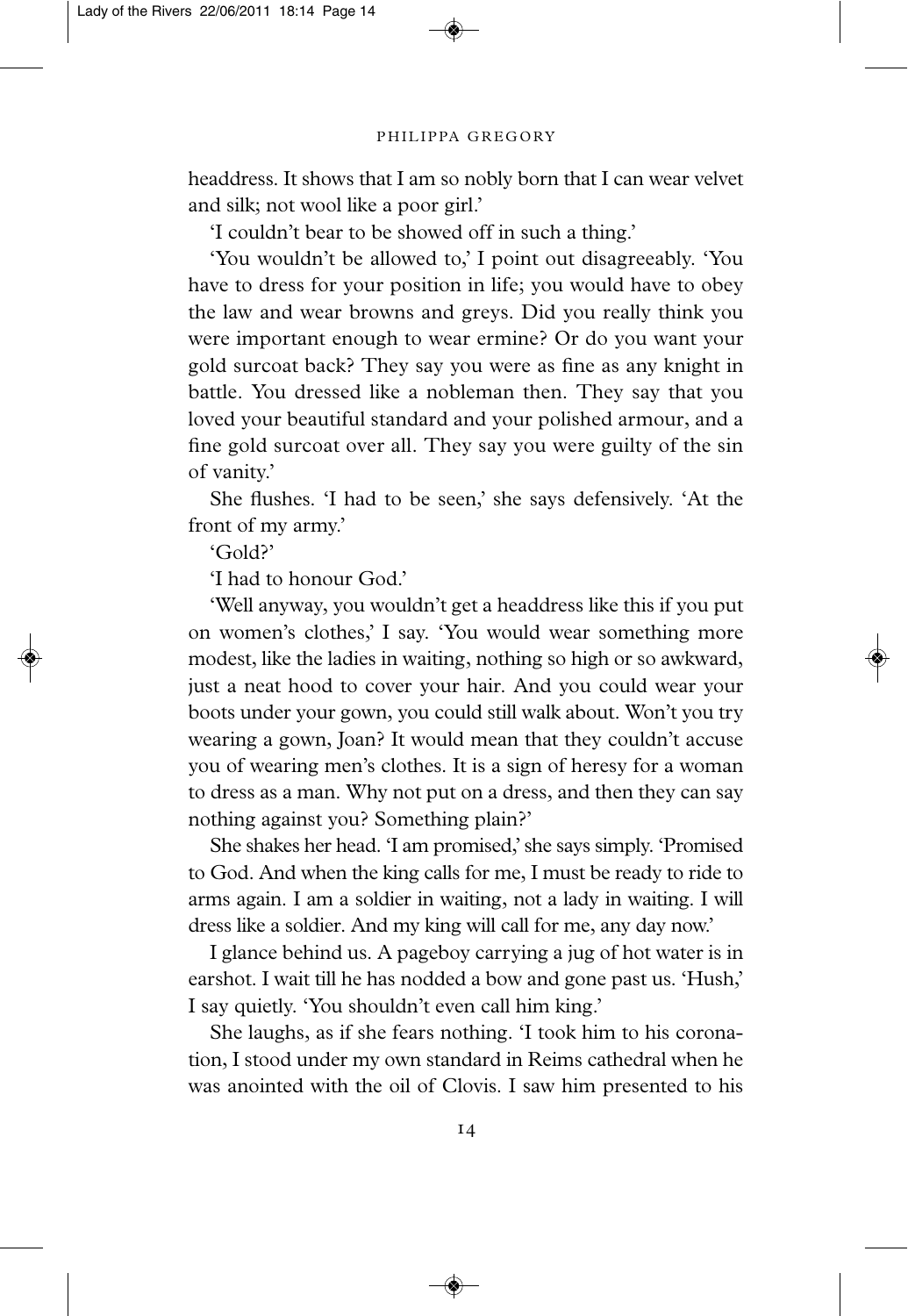headdress. It shows that I am so nobly born that I can wear velvet and silk; not wool like a poor girl.'

'I couldn't bear to be showed off in such a thing.'

'You wouldn't be allowed to,' I point out disagreeably. 'You have to dress for your position in life; you would have to obey the law and wear browns and greys. Did you really think you were important enough to wear ermine? Or do you want your gold surcoat back? They say you were as fine as any knight in battle. You dressed like a nobleman then. They say that you loved your beautiful standard and your polished armour, and a fine gold surcoat over all. They say you were guilty of the sin of vanity.'

She flushes. 'I had to be seen,' she says defensively. 'At the front of my army.'

'Gold?'

'I had to honour God.'

'Well anyway, you wouldn't get a headdress like this if you put on women's clothes,' I say. 'You would wear something more modest, like the ladies in waiting, nothing so high or so awkward, just a neat hood to cover your hair. And you could wear your boots under your gown, you could still walk about. Won't you try wearing a gown, Joan? It would mean that they couldn't accuse you of wearing men's clothes. It is a sign of heresy for a woman to dress as a man. Why not put on a dress, and then they can say nothing against you? Something plain?'

She shakes her head. 'I am promised,' she says simply. 'Promised to God. And when the king calls for me, I must be ready to ride to arms again. I am a soldier in waiting, not a lady in waiting. I will dress like a soldier. And my king will call for me, any day now.'

I glance behind us. A pageboy carrying a jug of hot water is in earshot. I wait till he has nodded a bow and gone past us. 'Hush,' I say quietly. 'You shouldn't even call him king.'

She laughs, as if she fears nothing. 'I took him to his coronation, I stood under my own standard in Reims cathedral when he was anointed with the oil of Clovis. I saw him presented to his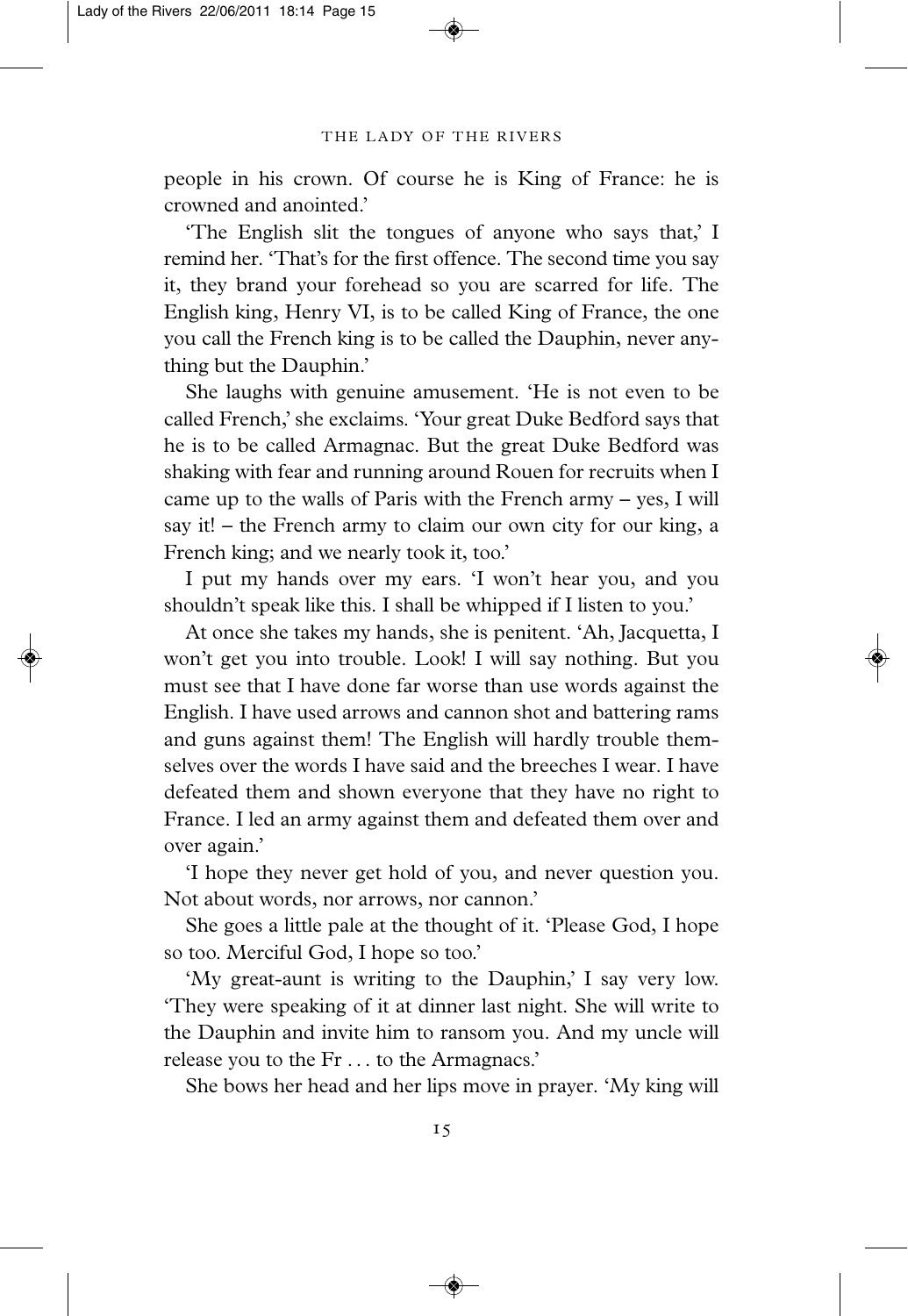people in his crown. Of course he is King of France: he is crowned and anointed.'

'The English slit the tongues of anyone who says that,' I remind her. 'That's for the first offence. The second time you say it, they brand your forehead so you are scarred for life. The English king, Henry VI, is to be called King of France, the one you call the French king is to be called the Dauphin, never anything but the Dauphin.'

She laughs with genuine amusement. 'He is not even to be called French,' she exclaims. 'Your great Duke Bedford says that he is to be called Armagnac. But the great Duke Bedford was shaking with fear and running around Rouen for recruits when I came up to the walls of Paris with the French army – yes, I will say it! – the French army to claim our own city for our king, a French king; and we nearly took it, too.'

I put my hands over my ears. 'I won't hear you, and you shouldn't speak like this. I shall be whipped if I listen to you.'

At once she takes my hands, she is penitent. 'Ah, Jacquetta, I won't get you into trouble. Look! I will say nothing. But you must see that I have done far worse than use words against the English. I have used arrows and cannon shot and battering rams and guns against them! The English will hardly trouble themselves over the words I have said and the breeches I wear. I have defeated them and shown everyone that they have no right to France. I led an army against them and defeated them over and over again.'

'I hope they never get hold of you, and never question you. Not about words, nor arrows, nor cannon.'

She goes a little pale at the thought of it. 'Please God, I hope so too. Merciful God, I hope so too.'

'My great-aunt is writing to the Dauphin,' I say very low. 'They were speaking of it at dinner last night. She will write to the Dauphin and invite him to ransom you. And my uncle will release you to the Fr . . . to the Armagnacs.'

She bows her head and her lips move in prayer. 'My king will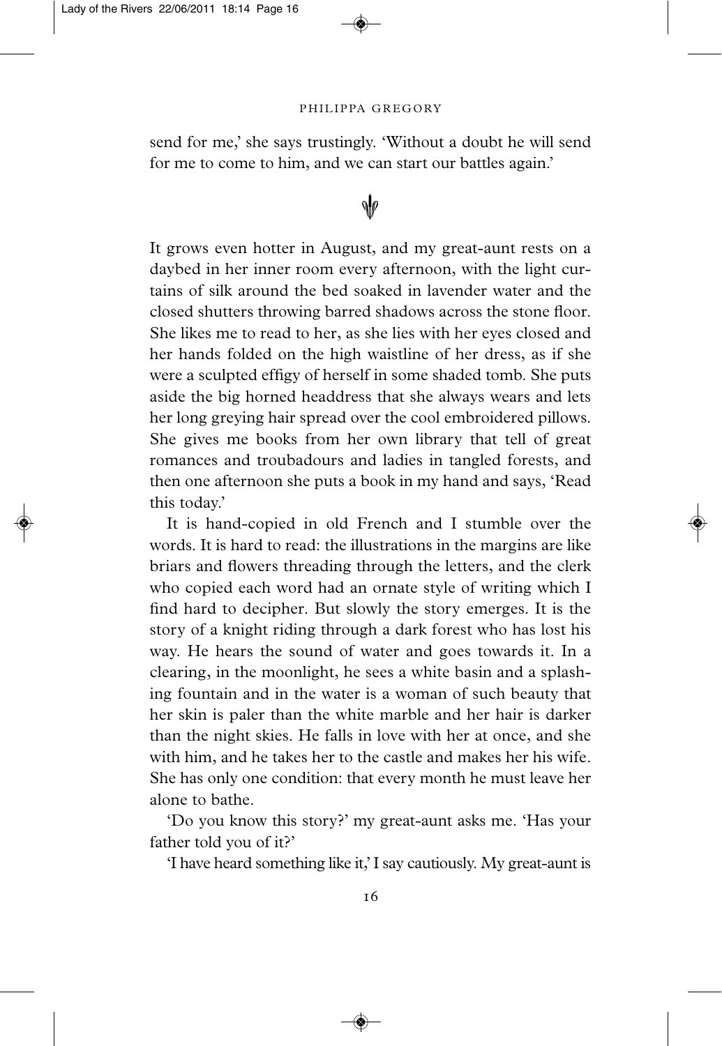send for me,' she says trustingly. 'Without a doubt he will send for me to come to him, and we can start our battles again.'

It grows even hotter in August, and my great-aunt rests on a daybed in her inner room every afternoon, with the light curtains of silk around the bed soaked in lavender water and the closed shutters throwing barred shadows across the stone floor. She likes me to read to her, as she lies with her eyes closed and her hands folded on the high waistline of her dress, as if she were a sculpted effigy of herself in some shaded tomb. She puts aside the big horned headdress that she always wears and lets her long greying hair spread over the cool embroidered pillows. She gives me books from her own library that tell of great romances and troubadours and ladies in tangled forests, and then one afternoon she puts a book in my hand and says, 'Read this today.'

It is hand-copied in old French and I stumble over the words. It is hard to read: the illustrations in the margins are like briars and flowers threading through the letters, and the clerk who copied each word had an ornate style of writing which I find hard to decipher. But slowly the story emerges. It is the story of a knight riding through a dark forest who has lost his way. He hears the sound of water and goes towards it. In a clearing, in the moonlight, he sees a white basin and a splashing fountain and in the water is a woman of such beauty that her skin is paler than the white marble and her hair is darker than the night skies. He falls in love with her at once, and she with him, and he takes her to the castle and makes her his wife. She has only one condition: that every month he must leave her alone to bathe.

'Do you know this story?' my great-aunt asks me. 'Has your father told you of it?'

'I have heard something like it,' I say cautiously. My great-aunt is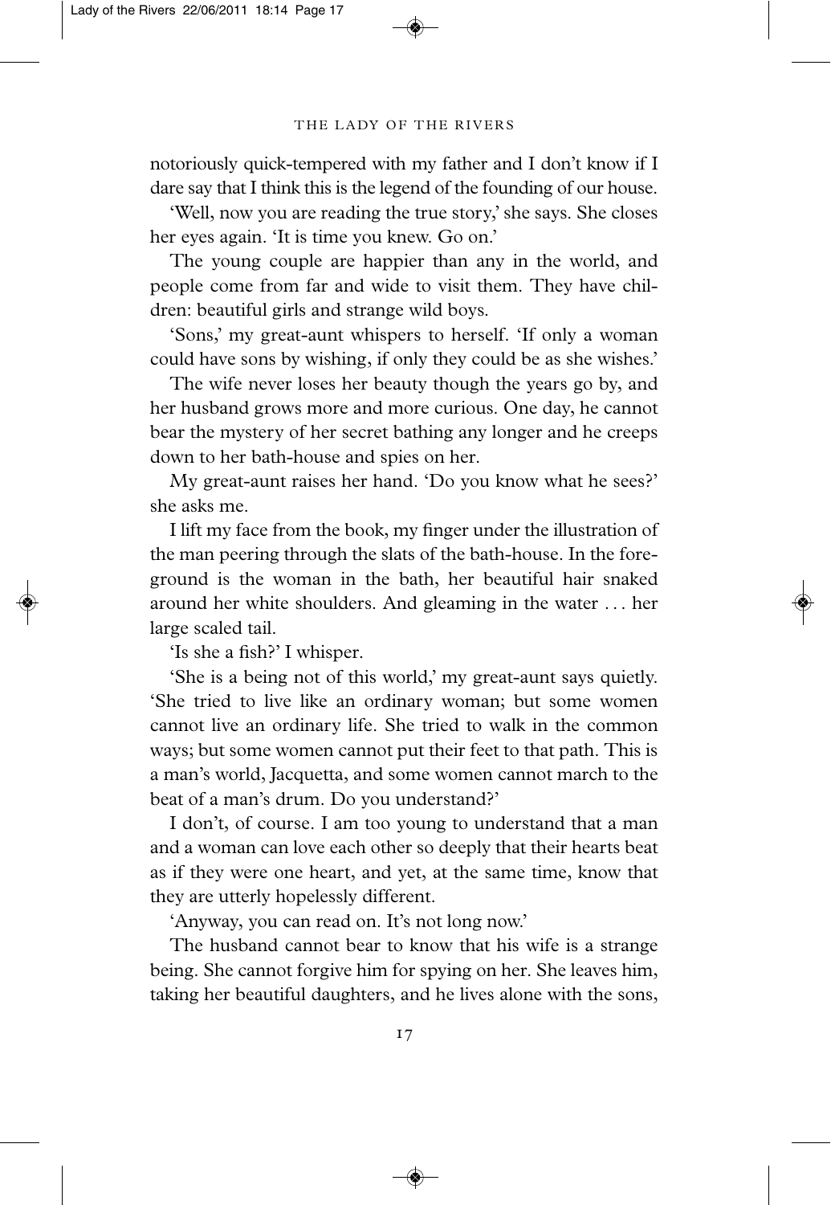notoriously quick-tempered with my father and I don't know if I dare say that I think this is the legend of the founding of our house.

'Well, now you are reading the true story,' she says. She closes her eyes again. 'It is time you knew. Go on.'

The young couple are happier than any in the world, and people come from far and wide to visit them. They have children: beautiful girls and strange wild boys.

'Sons,' my great-aunt whispers to herself. 'If only a woman could have sons by wishing, if only they could be as she wishes.'

The wife never loses her beauty though the years go by, and her husband grows more and more curious. One day, he cannot bear the mystery of her secret bathing any longer and he creeps down to her bath-house and spies on her.

My great-aunt raises her hand. 'Do you know what he sees?' she asks me.

I lift my face from the book, my finger under the illustration of the man peering through the slats of the bath-house. In the foreground is the woman in the bath, her beautiful hair snaked around her white shoulders. And gleaming in the water . . . her large scaled tail.

'Is she a fish?' I whisper.

'She is a being not of this world,' my great-aunt says quietly. 'She tried to live like an ordinary woman; but some women cannot live an ordinary life. She tried to walk in the common ways; but some women cannot put their feet to that path. This is a man's world, Jacquetta, and some women cannot march to the beat of a man's drum. Do you understand?'

I don't, of course. I am too young to understand that a man and a woman can love each other so deeply that their hearts beat as if they were one heart, and yet, at the same time, know that they are utterly hopelessly different.

'Anyway, you can read on. It's not long now.'

The husband cannot bear to know that his wife is a strange being. She cannot forgive him for spying on her. She leaves him, taking her beautiful daughters, and he lives alone with the sons,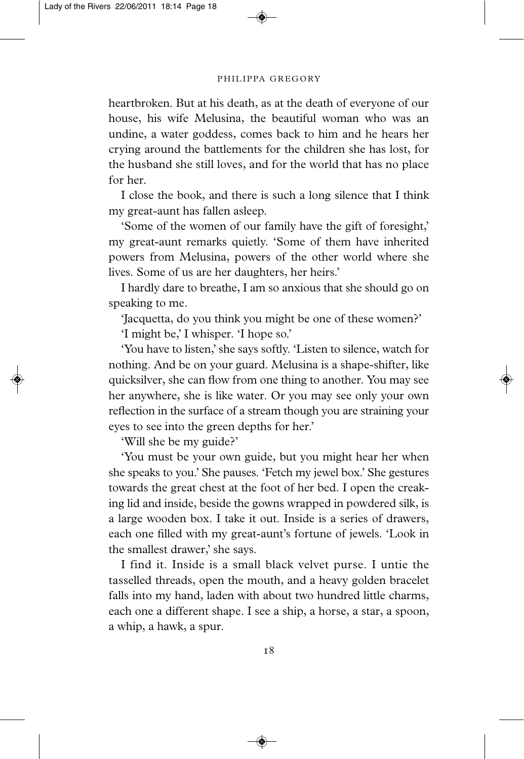heartbroken. But at his death, as at the death of everyone of our house, his wife Melusina, the beautiful woman who was an undine, a water goddess, comes back to him and he hears her crying around the battlements for the children she has lost, for the husband she still loves, and for the world that has no place for her.

I close the book, and there is such a long silence that I think my great-aunt has fallen asleep.

'Some of the women of our family have the gift of foresight,' my great-aunt remarks quietly. 'Some of them have inherited powers from Melusina, powers of the other world where she lives. Some of us are her daughters, her heirs.'

I hardly dare to breathe, I am so anxious that she should go on speaking to me.

'Jacquetta, do you think you might be one of these women?'

'I might be,' I whisper. 'I hope so.'

'You have to listen,' she says softly. 'Listen to silence, watch for nothing. And be on your guard. Melusina is a shape-shifter, like quicksilver, she can flow from one thing to another. You may see her anywhere, she is like water. Or you may see only your own reflection in the surface of a stream though you are straining your eyes to see into the green depths for her.'

'Will she be my guide?'

'You must be your own guide, but you might hear her when she speaks to you.' She pauses. 'Fetch my jewel box.' She gestures towards the great chest at the foot of her bed. I open the creaking lid and inside, beside the gowns wrapped in powdered silk, is a large wooden box. I take it out. Inside is a series of drawers, each one filled with my great-aunt's fortune of jewels. 'Look in the smallest drawer,' she says.

I find it. Inside is a small black velvet purse. I untie the tasselled threads, open the mouth, and a heavy golden bracelet falls into my hand, laden with about two hundred little charms, each one a different shape. I see a ship, a horse, a star, a spoon, a whip, a hawk, a spur.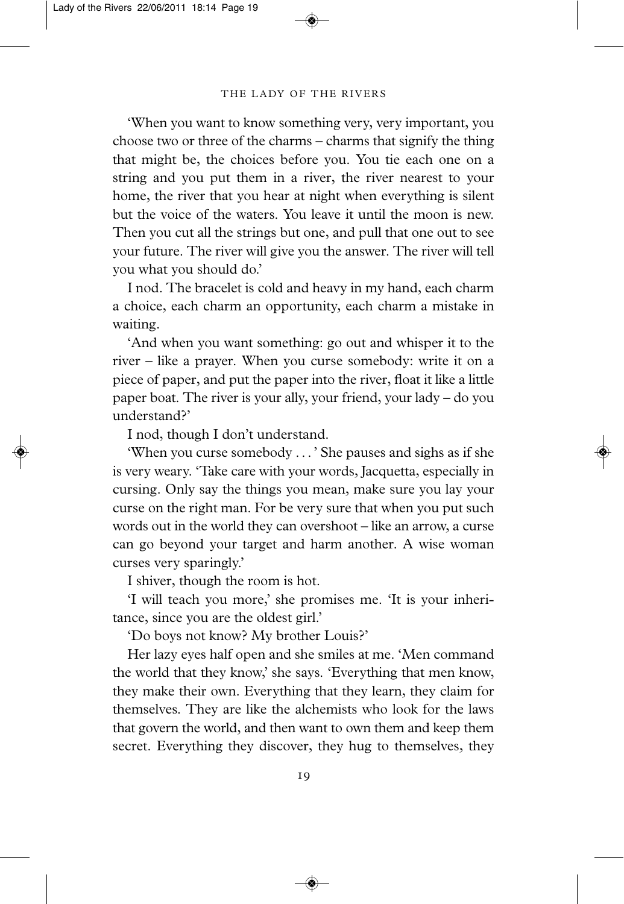'When you want to know something very, very important, you choose two or three of the charms – charms that signify the thing that might be, the choices before you. You tie each one on a string and you put them in a river, the river nearest to your home, the river that you hear at night when everything is silent but the voice of the waters. You leave it until the moon is new. Then you cut all the strings but one, and pull that one out to see your future. The river will give you the answer. The river will tell you what you should do.'

I nod. The bracelet is cold and heavy in my hand, each charm a choice, each charm an opportunity, each charm a mistake in waiting.

'And when you want something: go out and whisper it to the river – like a prayer. When you curse somebody: write it on a piece of paper, and put the paper into the river, float it like a little paper boat. The river is your ally, your friend, your lady – do you understand?'

I nod, though I don't understand.

'When you curse somebody . . . ' She pauses and sighs as if she is very weary. 'Take care with your words, Jacquetta, especially in cursing. Only say the things you mean, make sure you lay your curse on the right man. For be very sure that when you put such words out in the world they can overshoot – like an arrow, a curse can go beyond your target and harm another. A wise woman curses very sparingly.'

I shiver, though the room is hot.

'I will teach you more,' she promises me. 'It is your inheritance, since you are the oldest girl.'

'Do boys not know? My brother Louis?'

Her lazy eyes half open and she smiles at me. 'Men command the world that they know,' she says. 'Everything that men know, they make their own. Everything that they learn, they claim for themselves. They are like the alchemists who look for the laws that govern the world, and then want to own them and keep them secret. Everything they discover, they hug to themselves, they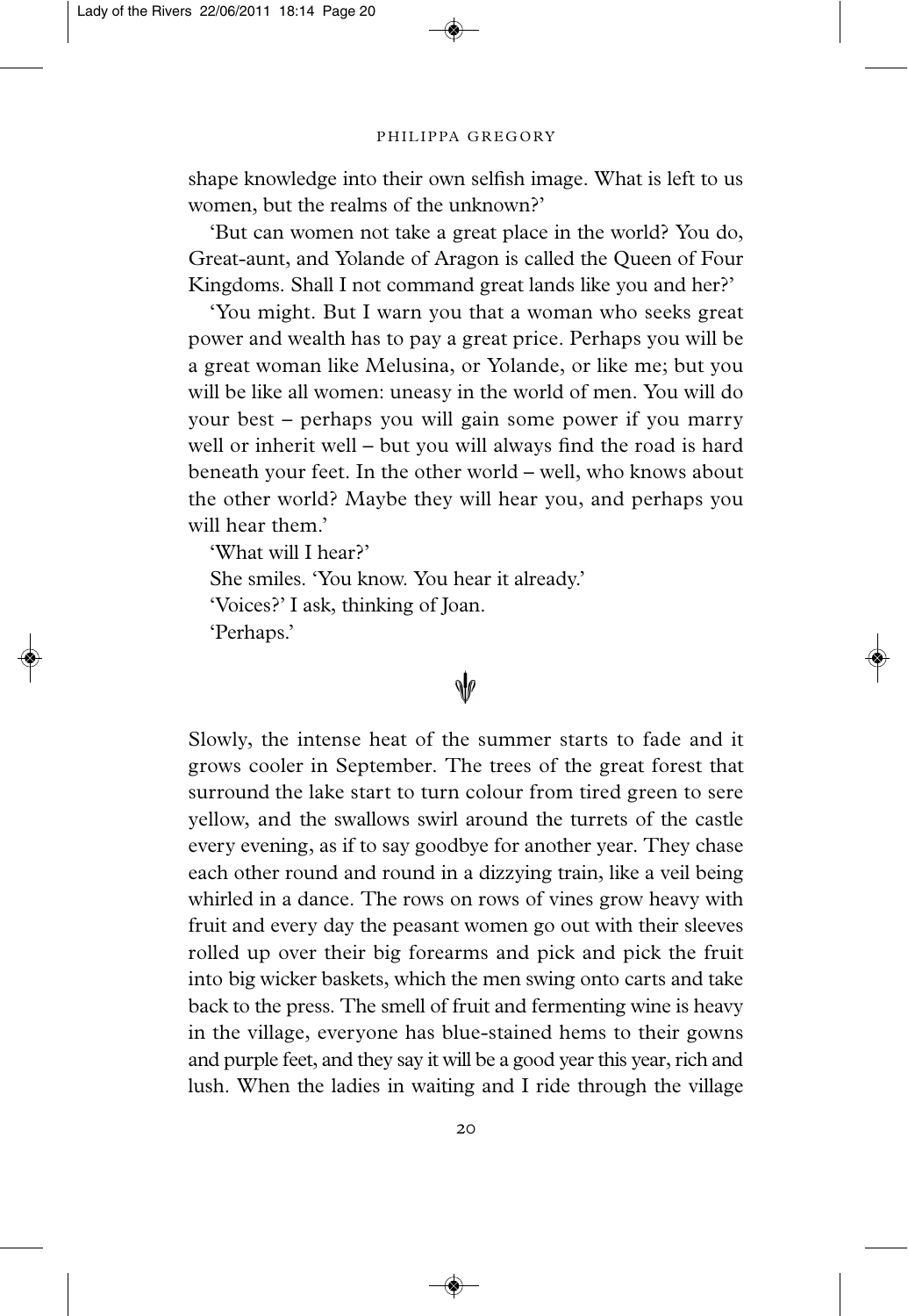shape knowledge into their own selfish image. What is left to us women, but the realms of the unknown?'

'But can women not take a great place in the world? You do, Great-aunt, and Yolande of Aragon is called the Queen of Four Kingdoms. Shall I not command great lands like you and her?'

'You might. But I warn you that a woman who seeks great power and wealth has to pay a great price. Perhaps you will be a great woman like Melusina, or Yolande, or like me; but you will be like all women: uneasy in the world of men. You will do your best – perhaps you will gain some power if you marry well or inherit well – but you will always find the road is hard beneath your feet. In the other world – well, who knows about the other world? Maybe they will hear you, and perhaps you will hear them.'

'What will I hear?'

She smiles. 'You know. You hear it already.'

'Voices?' I ask, thinking of Joan.

'Perhaps.'

Slowly, the intense heat of the summer starts to fade and it grows cooler in September. The trees of the great forest that surround the lake start to turn colour from tired green to sere yellow, and the swallows swirl around the turrets of the castle every evening, as if to say goodbye for another year. They chase each other round and round in a dizzying train, like a veil being whirled in a dance. The rows on rows of vines grow heavy with fruit and every day the peasant women go out with their sleeves rolled up over their big forearms and pick and pick the fruit into big wicker baskets, which the men swing onto carts and take back to the press. The smell of fruit and fermenting wine is heavy in the village, everyone has blue-stained hems to their gowns and purple feet, and they say it will be a good year this year, rich and lush. When the ladies in waiting and I ride through the village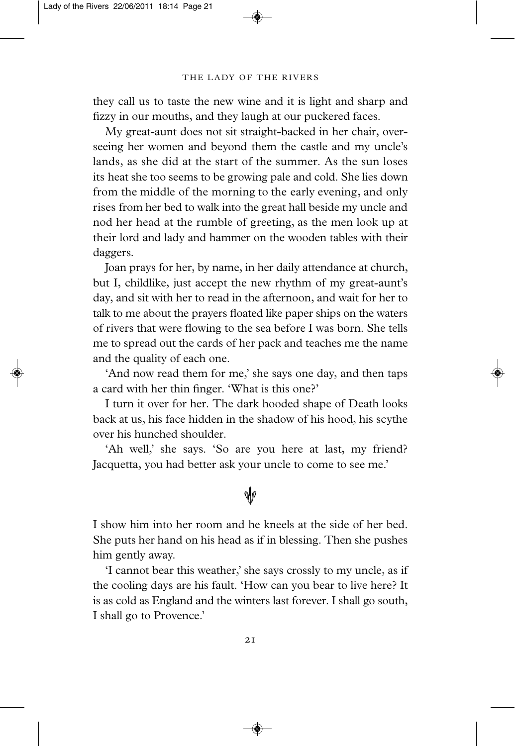they call us to taste the new wine and it is light and sharp and fizzy in our mouths, and they laugh at our puckered faces.

My great-aunt does not sit straight-backed in her chair, overseeing her women and beyond them the castle and my uncle's lands, as she did at the start of the summer. As the sun loses its heat she too seems to be growing pale and cold. She lies down from the middle of the morning to the early evening, and only rises from her bed to walk into the great hall beside my uncle and nod her head at the rumble of greeting, as the men look up at their lord and lady and hammer on the wooden tables with their daggers.

Joan prays for her, by name, in her daily attendance at church, but I, childlike, just accept the new rhythm of my great-aunt's day, and sit with her to read in the afternoon, and wait for her to talk to me about the prayers floated like paper ships on the waters of rivers that were flowing to the sea before I was born. She tells me to spread out the cards of her pack and teaches me the name and the quality of each one.

'And now read them for me,' she says one day, and then taps a card with her thin finger. 'What is this one?'

I turn it over for her. The dark hooded shape of Death looks back at us, his face hidden in the shadow of his hood, his scythe over his hunched shoulder.

'Ah well,' she says. 'So are you here at last, my friend? Jacquetta, you had better ask your uncle to come to see me.'

I show him into her room and he kneels at the side of her bed. She puts her hand on his head as if in blessing. Then she pushes him gently away.

'I cannot bear this weather,' she says crossly to my uncle, as if the cooling days are his fault. 'How can you bear to live here? It is as cold as England and the winters last forever. I shall go south, I shall go to Provence.'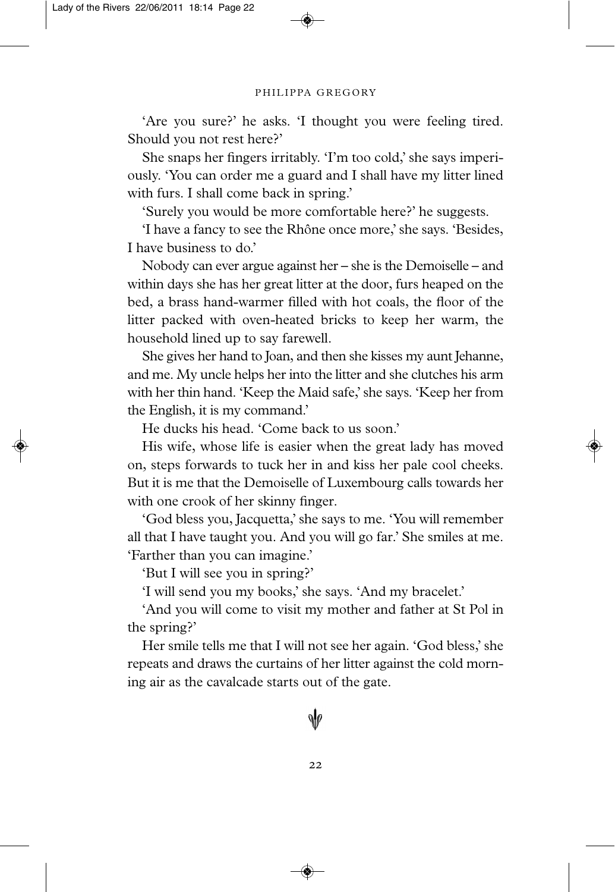'Are you sure?' he asks. 'I thought you were feeling tired. Should you not rest here?'

She snaps her fingers irritably. 'I'm too cold,' she says imperiously. 'You can order me a guard and I shall have my litter lined with furs. I shall come back in spring.'

'Surely you would be more comfortable here?' he suggests.

'I have a fancy to see the Rhône once more,' she says. 'Besides, I have business to do.'

Nobody can ever argue against her – she is the Demoiselle – and within days she has her great litter at the door, furs heaped on the bed, a brass hand-warmer filled with hot coals, the floor of the litter packed with oven-heated bricks to keep her warm, the household lined up to say farewell.

She gives her hand to Joan, and then she kisses my aunt Jehanne, and me. My uncle helps her into the litter and she clutches his arm with her thin hand. 'Keep the Maid safe,' she says. 'Keep her from the English, it is my command.'

He ducks his head. 'Come back to us soon.'

His wife, whose life is easier when the great lady has moved on, steps forwards to tuck her in and kiss her pale cool cheeks. But it is me that the Demoiselle of Luxembourg calls towards her with one crook of her skinny finger.

'God bless you, Jacquetta,' she says to me. 'You will remember all that I have taught you. And you will go far.' She smiles at me. 'Farther than you can imagine.'

'But I will see you in spring?'

'I will send you my books,' she says. 'And my bracelet.'

'And you will come to visit my mother and father at St Pol in the spring?'

Her smile tells me that I will not see her again. 'God bless,' she repeats and draws the curtains of her litter against the cold morning air as the cavalcade starts out of the gate.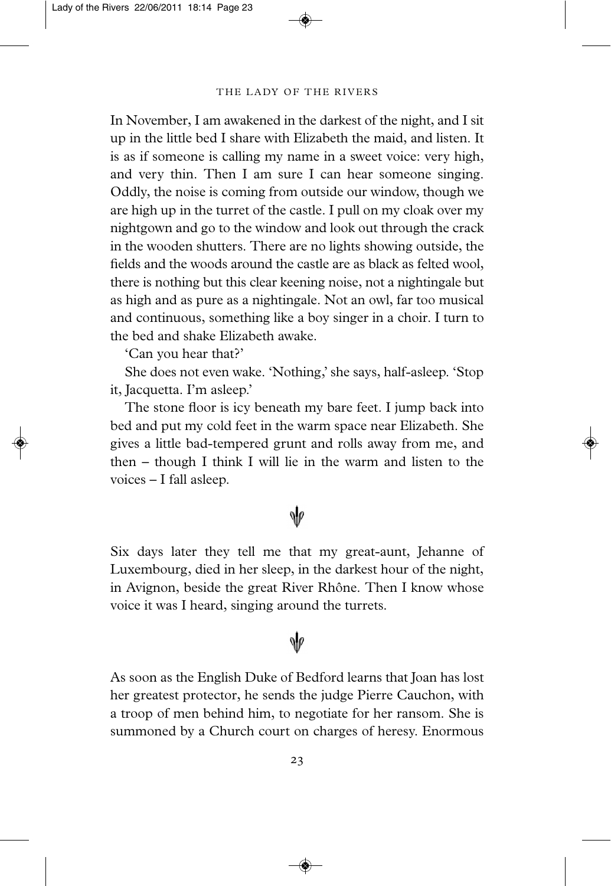In November, I am awakened in the darkest of the night, and I sit up in the little bed I share with Elizabeth the maid, and listen. It is as if someone is calling my name in a sweet voice: very high, and very thin. Then I am sure I can hear someone singing. Oddly, the noise is coming from outside our window, though we are high up in the turret of the castle. I pull on my cloak over my nightgown and go to the window and look out through the crack in the wooden shutters. There are no lights showing outside, the fields and the woods around the castle are as black as felted wool, there is nothing but this clear keening noise, not a nightingale but as high and as pure as a nightingale. Not an owl, far too musical and continuous, something like a boy singer in a choir. I turn to the bed and shake Elizabeth awake.

'Can you hear that?'

She does not even wake. 'Nothing,' she says, half-asleep. 'Stop it, Jacquetta. I'm asleep.'

The stone floor is icy beneath my bare feet. I jump back into bed and put my cold feet in the warm space near Elizabeth. She gives a little bad-tempered grunt and rolls away from me, and then – though I think I will lie in the warm and listen to the voices – I fall asleep.

Six days later they tell me that my great-aunt, Jehanne of Luxembourg, died in her sleep, in the darkest hour of the night, in Avignon, beside the great River Rhône. Then I know whose voice it was I heard, singing around the turrets.

As soon as the English Duke of Bedford learns that Joan has lost her greatest protector, he sends the judge Pierre Cauchon, with a troop of men behind him, to negotiate for her ransom. She is summoned by a Church court on charges of heresy. Enormous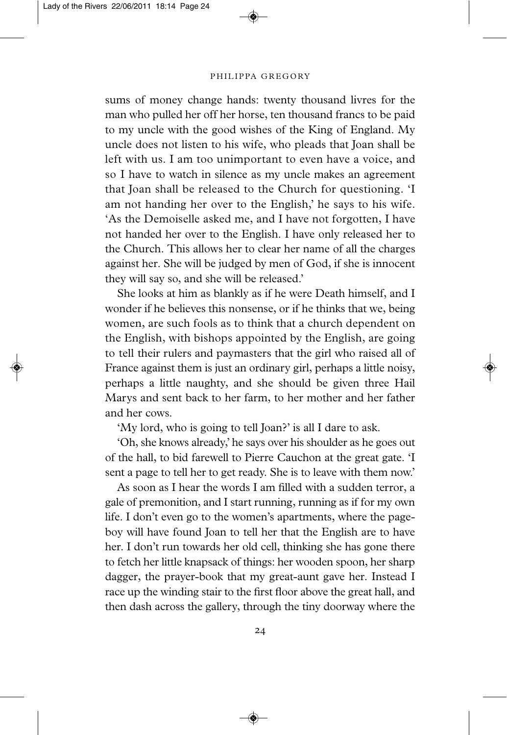sums of money change hands: twenty thousand livres for the man who pulled her off her horse, ten thousand francs to be paid to my uncle with the good wishes of the King of England. My uncle does not listen to his wife, who pleads that Joan shall be left with us. I am too unimportant to even have a voice, and so I have to watch in silence as my uncle makes an agreement that Joan shall be released to the Church for questioning. 'I am not handing her over to the English,' he says to his wife. 'As the Demoiselle asked me, and I have not forgotten, I have not handed her over to the English. I have only released her to the Church. This allows her to clear her name of all the charges against her. She will be judged by men of God, if she is innocent they will say so, and she will be released.'

She looks at him as blankly as if he were Death himself, and I wonder if he believes this nonsense, or if he thinks that we, being women, are such fools as to think that a church dependent on the English, with bishops appointed by the English, are going to tell their rulers and paymasters that the girl who raised all of France against them is just an ordinary girl, perhaps a little noisy, perhaps a little naughty, and she should be given three Hail Marys and sent back to her farm, to her mother and her father and her cows.

'My lord, who is going to tell Joan?' is all I dare to ask.

'Oh, she knows already,' he says over his shoulder as he goes out of the hall, to bid farewell to Pierre Cauchon at the great gate. 'I sent a page to tell her to get ready. She is to leave with them now.'

As soon as I hear the words I am filled with a sudden terror, a gale of premonition, and I start running, running as if for my own life. I don't even go to the women's apartments, where the page-boy will have found Joan to tell her that the English are to have her. I don't run towards her old cell, thinking she has gone there to fetch her little knapsack of things: her wooden spoon, her sharp dagger, the prayer-book that my great-aunt gave her. Instead I race up the winding stair to the first floor above the great hall, and then dash across the gallery, through the tiny doorway where the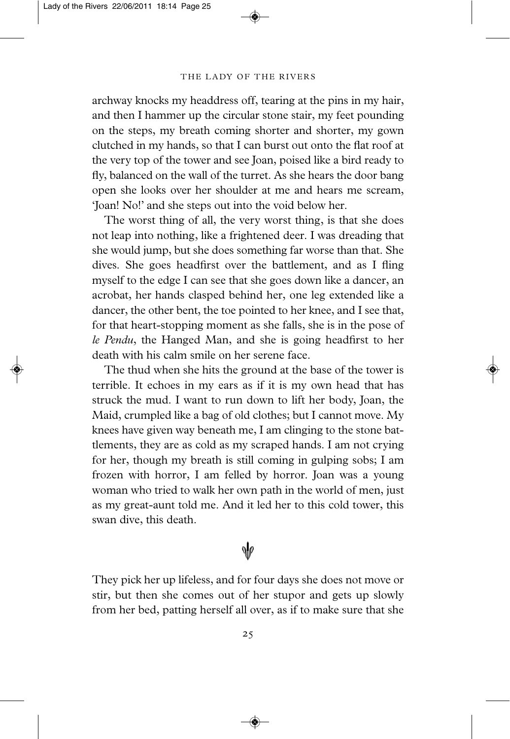archway knocks my headdress off, tearing at the pins in my hair, and then I hammer up the circular stone stair, my feet pounding on the steps, my breath coming shorter and shorter, my gown clutched in my hands, so that I can burst out onto the flat roof at the very top of the tower and see Joan, poised like a bird ready to fly, balanced on the wall of the turret. As she hears the door bang open she looks over her shoulder at me and hears me scream, 'Joan! No!' and she steps out into the void below her.

The worst thing of all, the very worst thing, is that she does not leap into nothing, like a frightened deer. I was dreading that she would jump, but she does something far worse than that. She dives. She goes headfirst over the battlement, and as I fling myself to the edge I can see that she goes down like a dancer, an acrobat, her hands clasped behind her, one leg extended like a dancer, the other bent, the toe pointed to her knee, and I see that, for that heart-stopping moment as she falls, she is in the pose of *le Pendu*, the Hanged Man, and she is going headfirst to her death with his calm smile on her serene face.

The thud when she hits the ground at the base of the tower is terrible. It echoes in my ears as if it is my own head that has struck the mud. I want to run down to lift her body, Joan, the Maid, crumpled like a bag of old clothes; but I cannot move. My knees have given way beneath me, I am clinging to the stone battlements, they are as cold as my scraped hands. I am not crying for her, though my breath is still coming in gulping sobs; I am frozen with horror, I am felled by horror. Joan was a young woman who tried to walk her own path in the world of men, just as my great-aunt told me. And it led her to this cold tower, this swan dive, this death.

They pick her up lifeless, and for four days she does not move or stir, but then she comes out of her stupor and gets up slowly from her bed, patting herself all over, as if to make sure that she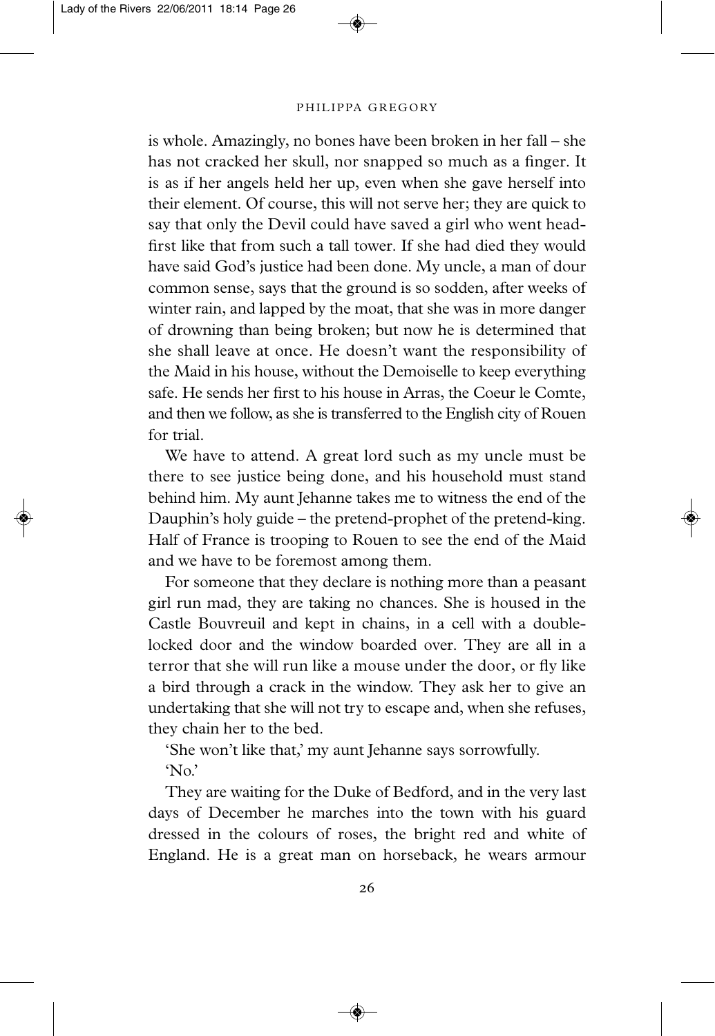is whole. Amazingly, no bones have been broken in her fall – she has not cracked her skull, nor snapped so much as a finger. It is as if her angels held her up, even when she gave herself into their element. Of course, this will not serve her; they are quick to say that only the Devil could have saved a girl who went head-first like that from such a tall tower. If she had died they would have said God's justice had been done. My uncle, a man of dour common sense, says that the ground is so sodden, after weeks of winter rain, and lapped by the moat, that she was in more danger of drowning than being broken; but now he is determined that she shall leave at once. He doesn't want the responsibility of the Maid in his house, without the Demoiselle to keep everything safe. He sends her first to his house in Arras, the Coeur le Comte, and then we follow, as she is transferred to the English city of Rouen for trial.

We have to attend. A great lord such as my uncle must be there to see justice being done, and his household must stand behind him. My aunt Jehanne takes me to witness the end of the Dauphin's holy guide – the pretend-prophet of the pretend-king. Half of France is trooping to Rouen to see the end of the Maid and we have to be foremost among them.

For someone that they declare is nothing more than a peasant girl run mad, they are taking no chances. She is housed in the Castle Bouvreuil and kept in chains, in a cell with a double-locked door and the window boarded over. They are all in a terror that she will run like a mouse under the door, or fly like a bird through a crack in the window. They ask her to give an undertaking that she will not try to escape and, when she refuses, they chain her to the bed.

'She won't like that,' my aunt Jehanne says sorrowfully.

'No.'

They are waiting for the Duke of Bedford, and in the very last days of December he marches into the town with his guard dressed in the colours of roses, the bright red and white of England. He is a great man on horseback, he wears armour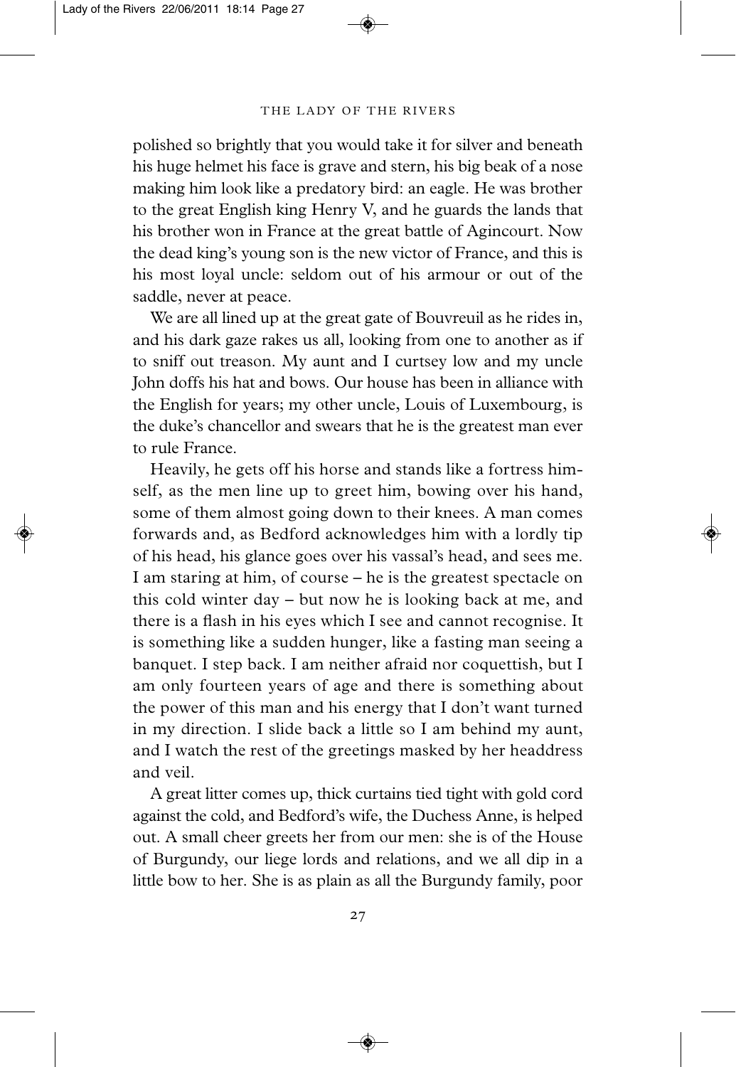polished so brightly that you would take it for silver and beneath his huge helmet his face is grave and stern, his big beak of a nose making him look like a predatory bird: an eagle. He was brother to the great English king Henry V, and he guards the lands that his brother won in France at the great battle of Agincourt. Now the dead king's young son is the new victor of France, and this is his most loyal uncle: seldom out of his armour or out of the saddle, never at peace.

We are all lined up at the great gate of Bouvreuil as he rides in, and his dark gaze rakes us all, looking from one to another as if to sniff out treason. My aunt and I curtsey low and my uncle John doffs his hat and bows. Our house has been in alliance with the English for years; my other uncle, Louis of Luxembourg, is the duke's chancellor and swears that he is the greatest man ever to rule France.

Heavily, he gets off his horse and stands like a fortress himself, as the men line up to greet him, bowing over his hand, some of them almost going down to their knees. A man comes forwards and, as Bedford acknowledges him with a lordly tip of his head, his glance goes over his vassal's head, and sees me. I am staring at him, of course – he is the greatest spectacle on this cold winter day – but now he is looking back at me, and there is a flash in his eyes which I see and cannot recognise. It is something like a sudden hunger, like a fasting man seeing a banquet. I step back. I am neither afraid nor coquettish, but I am only fourteen years of age and there is something about the power of this man and his energy that I don't want turned in my direction. I slide back a little so I am behind my aunt, and I watch the rest of the greetings masked by her headdress and veil.

A great litter comes up, thick curtains tied tight with gold cord against the cold, and Bedford's wife, the Duchess Anne, is helped out. A small cheer greets her from our men: she is of the House of Burgundy, our liege lords and relations, and we all dip in a little bow to her. She is as plain as all the Burgundy family, poor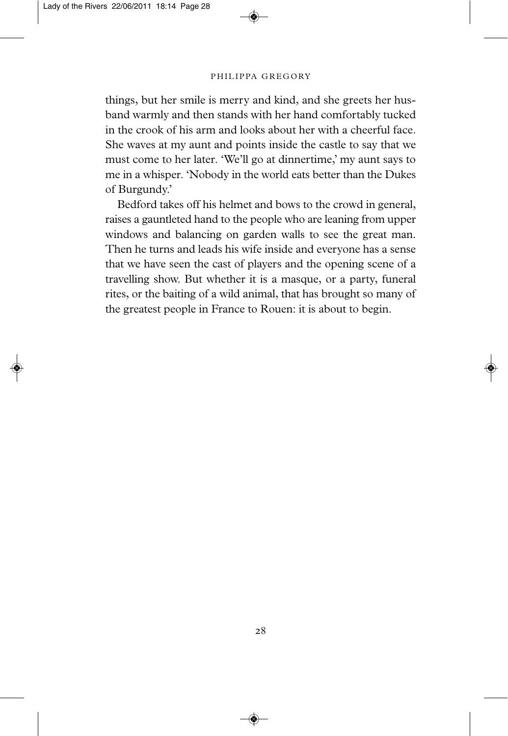things, but her smile is merry and kind, and she greets her husband warmly and then stands with her hand comfortably tucked in the crook of his arm and looks about her with a cheerful face. She waves at my aunt and points inside the castle to say that we must come to her later. 'We'll go at dinnertime,' my aunt says to me in a whisper. 'Nobody in the world eats better than the Dukes of Burgundy.'

Bedford takes off his helmet and bows to the crowd in general, raises a gauntleted hand to the people who are leaning from upper windows and balancing on garden walls to see the great man. Then he turns and leads his wife inside and everyone has a sense that we have seen the cast of players and the opening scene of a travelling show. But whether it is a masque, or a party, funeral rites, or the baiting of a wild animal, that has brought so many of the greatest people in France to Rouen: it is about to begin.